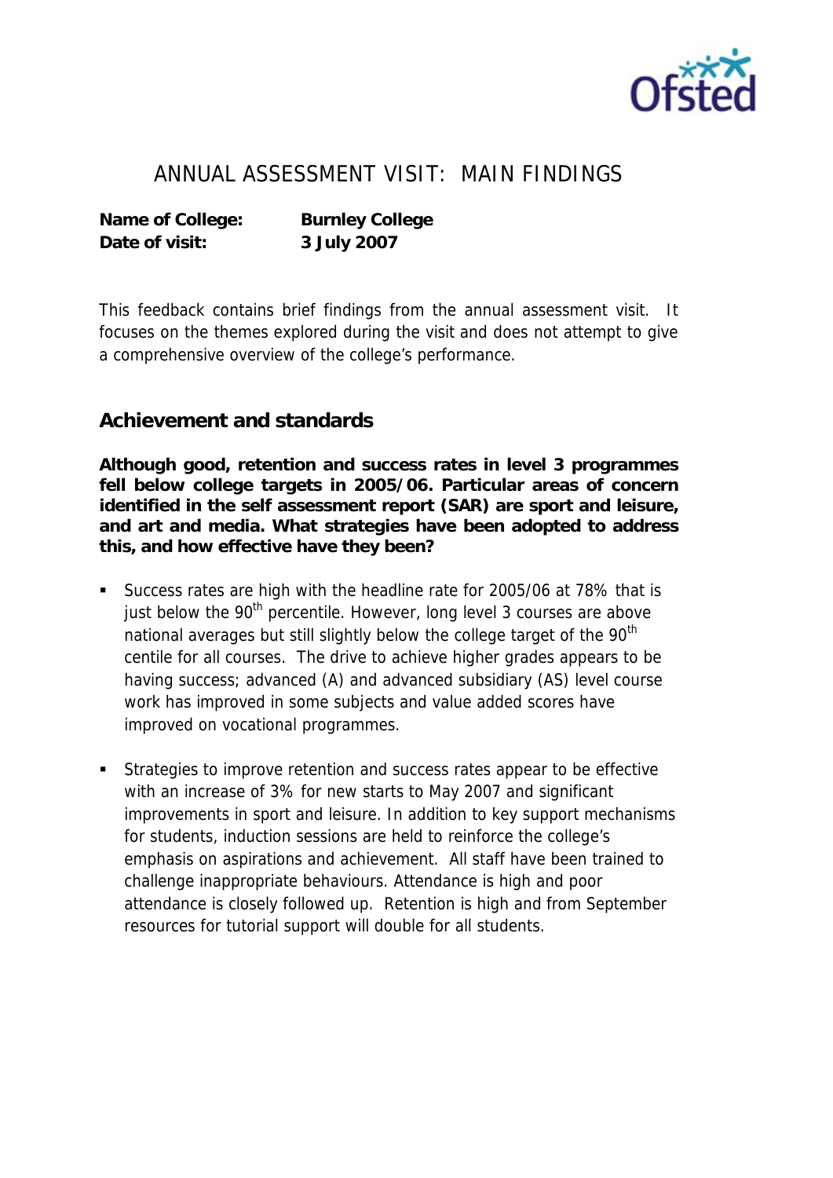# ANNUAL ASSESSMENT VISIT: MAIN FINDINGS

**Name of College:** **Burnley College**
**Date of visit:** **3 July 2007**

This feedback contains brief findings from the annual assessment visit. It focuses on the themes explored during the visit and does not attempt to give a comprehensive overview of the college's performance.

## Achievement and standards

**Although good, retention and success rates in level 3 programmes fell below college targets in 2005/06. Particular areas of concern identified in the self assessment report (SAR) are sport and leisure, and art and media. What strategies have been adopted to address this, and how effective have they been?**

- Success rates are high with the headline rate for 2005/06 at 78% that is just below the 90th percentile. However, long level 3 courses are above national averages but still slightly below the college target of the 90th centile for all courses. The drive to achieve higher grades appears to be having success; advanced (A) and advanced subsidiary (AS) level course work has improved in some subjects and value added scores have improved on vocational programmes.

- Strategies to improve retention and success rates appear to be effective with an increase of 3% for new starts to May 2007 and significant improvements in sport and leisure. In addition to key support mechanisms for students, induction sessions are held to reinforce the college's emphasis on aspirations and achievement. All staff have been trained to challenge inappropriate behaviours. Attendance is high and poor attendance is closely followed up. Retention is high and from September resources for tutorial support will double for all students.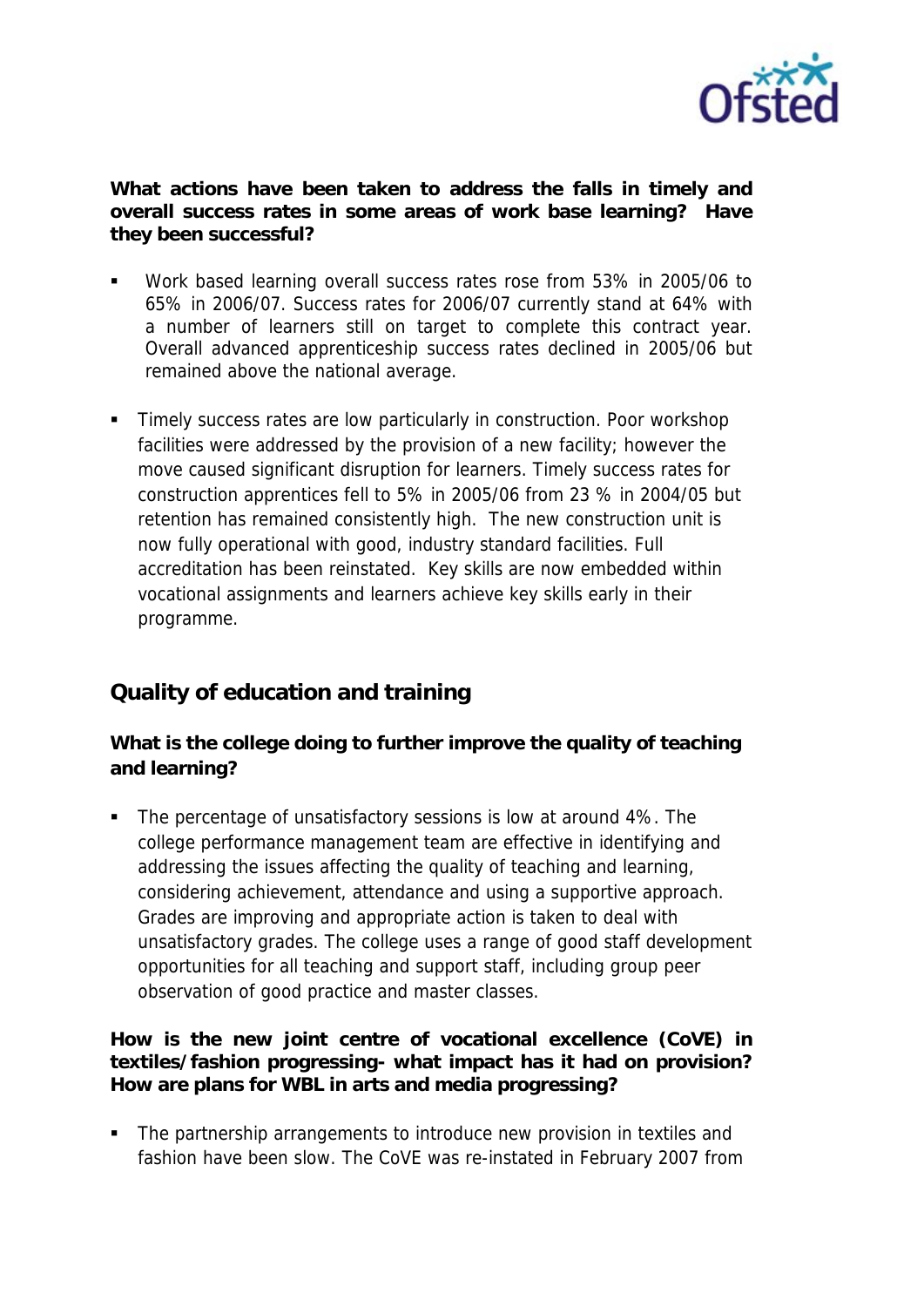**What actions have been taken to address the falls in timely and overall success rates in some areas of work base learning? Have they been successful?**

- Work based learning overall success rates rose from 53% in 2005/06 to 65% in 2006/07. Success rates for 2006/07 currently stand at 64% with a number of learners still on target to complete this contract year. Overall advanced apprenticeship success rates declined in 2005/06 but remained above the national average.
- Timely success rates are low particularly in construction. Poor workshop facilities were addressed by the provision of a new facility; however the move caused significant disruption for learners. Timely success rates for construction apprentices fell to 5% in 2005/06 from 23 % in 2004/05 but retention has remained consistently high. The new construction unit is now fully operational with good, industry standard facilities. Full accreditation has been reinstated. Key skills are now embedded within vocational assignments and learners achieve key skills early in their programme.

## Quality of education and training

**What is the college doing to further improve the quality of teaching and learning?**

- The percentage of unsatisfactory sessions is low at around 4%. The college performance management team are effective in identifying and addressing the issues affecting the quality of teaching and learning, considering achievement, attendance and using a supportive approach. Grades are improving and appropriate action is taken to deal with unsatisfactory grades. The college uses a range of good staff development opportunities for all teaching and support staff, including group peer observation of good practice and master classes.

**How is the new joint centre of vocational excellence (CoVE) in textiles/fashion progressing- what impact has it had on provision? How are plans for WBL in arts and media progressing?**

- The partnership arrangements to introduce new provision in textiles and fashion have been slow. The CoVE was re-instated in February 2007 from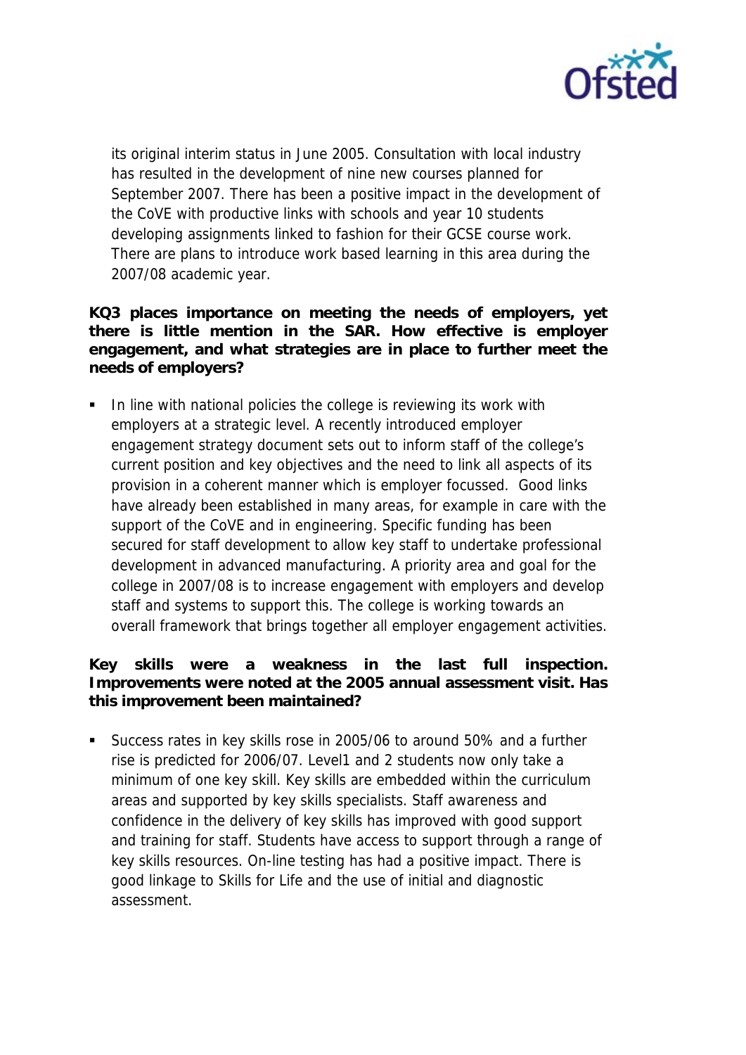its original interim status in June 2005. Consultation with local industry has resulted in the development of nine new courses planned for September 2007. There has been a positive impact in the development of the CoVE with productive links with schools and year 10 students developing assignments linked to fashion for their GCSE course work. There are plans to introduce work based learning in this area during the 2007/08 academic year.

**KQ3 places importance on meeting the needs of employers, yet there is little mention in the SAR. How effective is employer engagement, and what strategies are in place to further meet the needs of employers?**

- In line with national policies the college is reviewing its work with employers at a strategic level. A recently introduced employer engagement strategy document sets out to inform staff of the college's current position and key objectives and the need to link all aspects of its provision in a coherent manner which is employer focussed. Good links have already been established in many areas, for example in care with the support of the CoVE and in engineering. Specific funding has been secured for staff development to allow key staff to undertake professional development in advanced manufacturing. A priority area and goal for the college in 2007/08 is to increase engagement with employers and develop staff and systems to support this. The college is working towards an overall framework that brings together all employer engagement activities.

**Key skills were a weakness in the last full inspection. Improvements were noted at the 2005 annual assessment visit. Has this improvement been maintained?**

- Success rates in key skills rose in 2005/06 to around 50% and a further rise is predicted for 2006/07. Level1 and 2 students now only take a minimum of one key skill. Key skills are embedded within the curriculum areas and supported by key skills specialists. Staff awareness and confidence in the delivery of key skills has improved with good support and training for staff. Students have access to support through a range of key skills resources. On-line testing has had a positive impact. There is good linkage to Skills for Life and the use of initial and diagnostic assessment.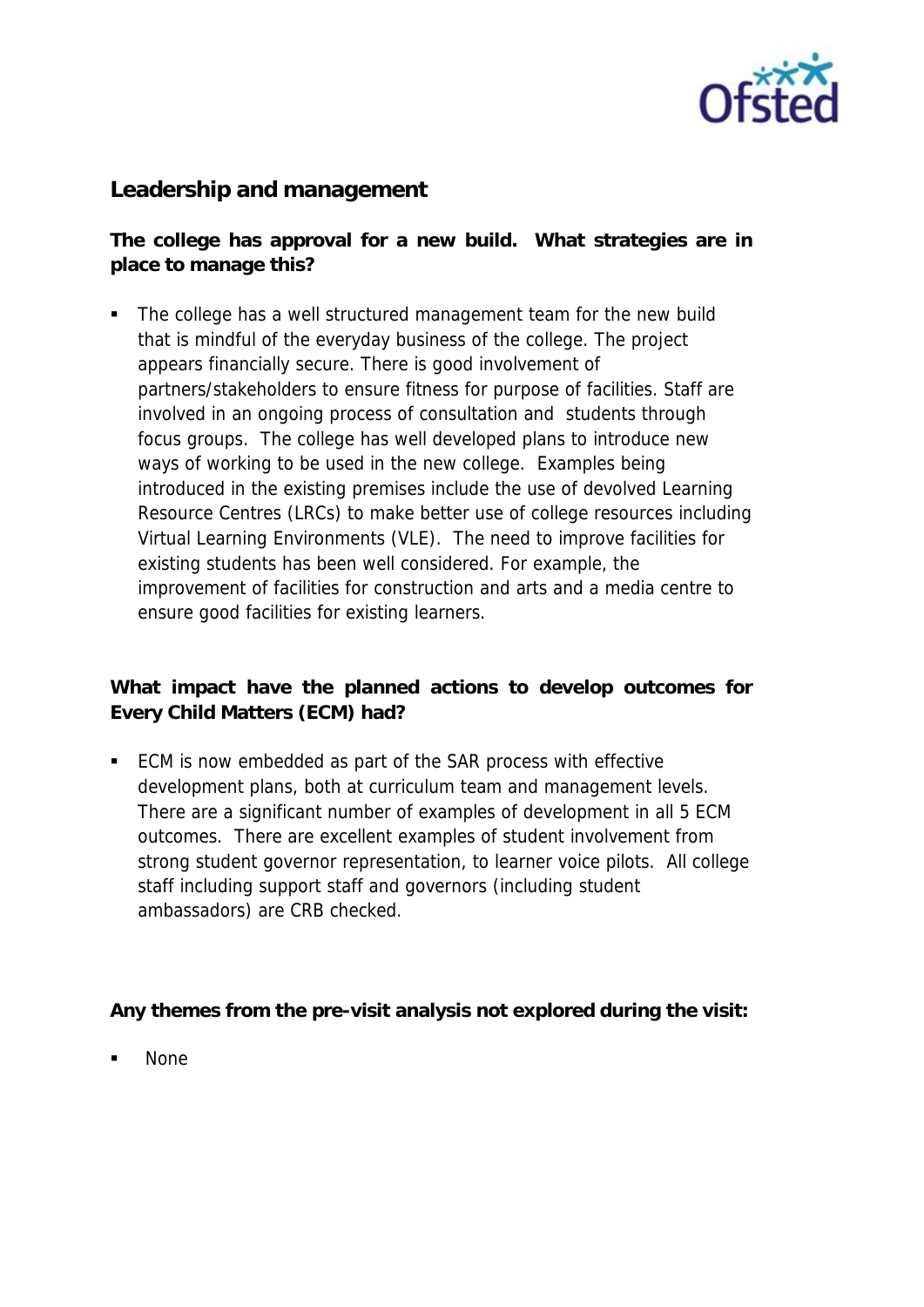## Leadership and management

**The college has approval for a new build. What strategies are in place to manage this?**

- The college has a well structured management team for the new build that is mindful of the everyday business of the college. The project appears financially secure. There is good involvement of partners/stakeholders to ensure fitness for purpose of facilities. Staff are involved in an ongoing process of consultation and students through focus groups. The college has well developed plans to introduce new ways of working to be used in the new college. Examples being introduced in the existing premises include the use of devolved Learning Resource Centres (LRCs) to make better use of college resources including Virtual Learning Environments (VLE). The need to improve facilities for existing students has been well considered. For example, the improvement of facilities for construction and arts and a media centre to ensure good facilities for existing learners.

**What impact have the planned actions to develop outcomes for Every Child Matters (ECM) had?**

- ECM is now embedded as part of the SAR process with effective development plans, both at curriculum team and management levels. There are a significant number of examples of development in all 5 ECM outcomes. There are excellent examples of student involvement from strong student governor representation, to learner voice pilots. All college staff including support staff and governors (including student ambassadors) are CRB checked.

**Any themes from the pre-visit analysis not explored during the visit:**

- None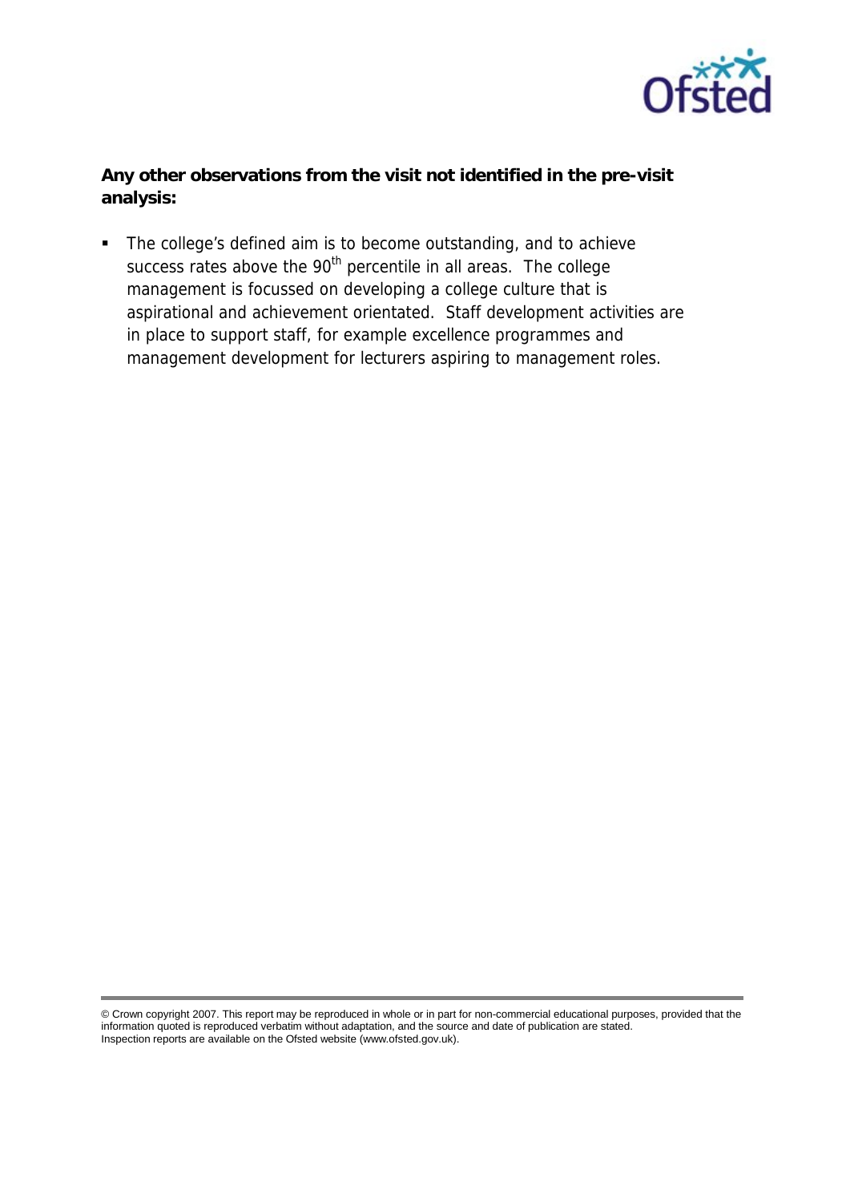**Any other observations from the visit not identified in the pre-visit analysis:**

- The college's defined aim is to become outstanding, and to achieve success rates above the 90th percentile in all areas. The college management is focussed on developing a college culture that is aspirational and achievement orientated. Staff development activities are in place to support staff, for example excellence programmes and management development for lecturers aspiring to management roles.

© Crown copyright 2007. This report may be reproduced in whole or in part for non-commercial educational purposes, provided that the information quoted is reproduced verbatim without adaptation, and the source and date of publication are stated.
Inspection reports are available on the Ofsted website (www.ofsted.gov.uk).